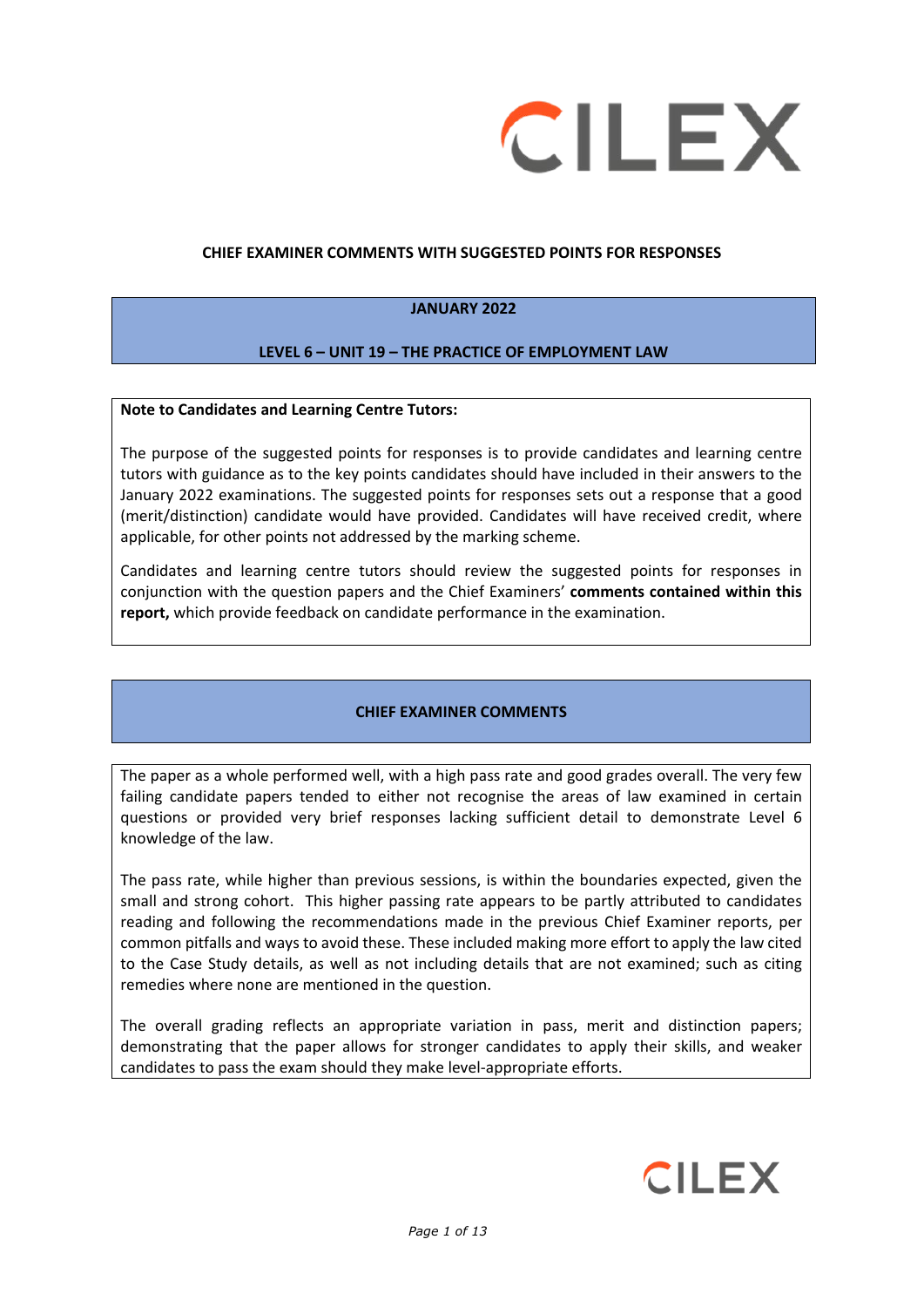# CHIEF EXAMINER COMMENTS WITH SUGGESTED POINTS FOR RESPONSES

## JANUARY 2022

## LEVEL 6 – UNIT 19 – THE PRACTICE OF EMPLOYMENT LAW

**Note to Candidates and Learning Centre Tutors:**

The purpose of the suggested points for responses is to provide candidates and learning centre tutors with guidance as to the key points candidates should have included in their answers to the January 2022 examinations. The suggested points for responses sets out a response that a good (merit/distinction) candidate would have provided. Candidates will have received credit, where applicable, for other points not addressed by the marking scheme.

Candidates and learning centre tutors should review the suggested points for responses in conjunction with the question papers and the Chief Examiners' **comments contained within this report,** which provide feedback on candidate performance in the examination.

## CHIEF EXAMINER COMMENTS

The paper as a whole performed well, with a high pass rate and good grades overall. The very few failing candidate papers tended to either not recognise the areas of law examined in certain questions or provided very brief responses lacking sufficient detail to demonstrate Level 6 knowledge of the law.

The pass rate, while higher than previous sessions, is within the boundaries expected, given the small and strong cohort. This higher passing rate appears to be partly attributed to candidates reading and following the recommendations made in the previous Chief Examiner reports, per common pitfalls and ways to avoid these. These included making more effort to apply the law cited to the Case Study details, as well as not including details that are not examined; such as citing remedies where none are mentioned in the question.

The overall grading reflects an appropriate variation in pass, merit and distinction papers; demonstrating that the paper allows for stronger candidates to apply their skills, and weaker candidates to pass the exam should they make level-appropriate efforts.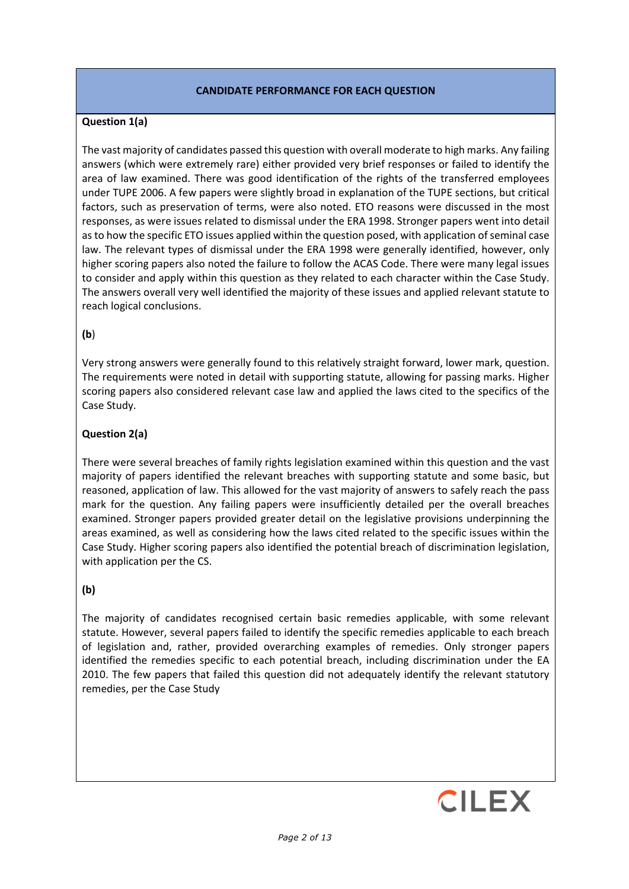## CANDIDATE PERFORMANCE FOR EACH QUESTION

**Question 1(a)**

The vast majority of candidates passed this question with overall moderate to high marks. Any failing answers (which were extremely rare) either provided very brief responses or failed to identify the area of law examined. There was good identification of the rights of the transferred employees under TUPE 2006. A few papers were slightly broad in explanation of the TUPE sections, but critical factors, such as preservation of terms, were also noted. ETO reasons were discussed in the most responses, as were issues related to dismissal under the ERA 1998. Stronger papers went into detail as to how the specific ETO issues applied within the question posed, with application of seminal case law. The relevant types of dismissal under the ERA 1998 were generally identified, however, only higher scoring papers also noted the failure to follow the ACAS Code. There were many legal issues to consider and apply within this question as they related to each character within the Case Study. The answers overall very well identified the majority of these issues and applied relevant statute to reach logical conclusions.

**(b**)

Very strong answers were generally found to this relatively straight forward, lower mark, question. The requirements were noted in detail with supporting statute, allowing for passing marks. Higher scoring papers also considered relevant case law and applied the laws cited to the specifics of the Case Study.

**Question 2(a)**

There were several breaches of family rights legislation examined within this question and the vast majority of papers identified the relevant breaches with supporting statute and some basic, but reasoned, application of law. This allowed for the vast majority of answers to safely reach the pass mark for the question. Any failing papers were insufficiently detailed per the overall breaches examined. Stronger papers provided greater detail on the legislative provisions underpinning the areas examined, as well as considering how the laws cited related to the specific issues within the Case Study. Higher scoring papers also identified the potential breach of discrimination legislation, with application per the CS.

**(b)**

The majority of candidates recognised certain basic remedies applicable, with some relevant statute. However, several papers failed to identify the specific remedies applicable to each breach of legislation and, rather, provided overarching examples of remedies. Only stronger papers identified the remedies specific to each potential breach, including discrimination under the EA 2010. The few papers that failed this question did not adequately identify the relevant statutory remedies, per the Case Study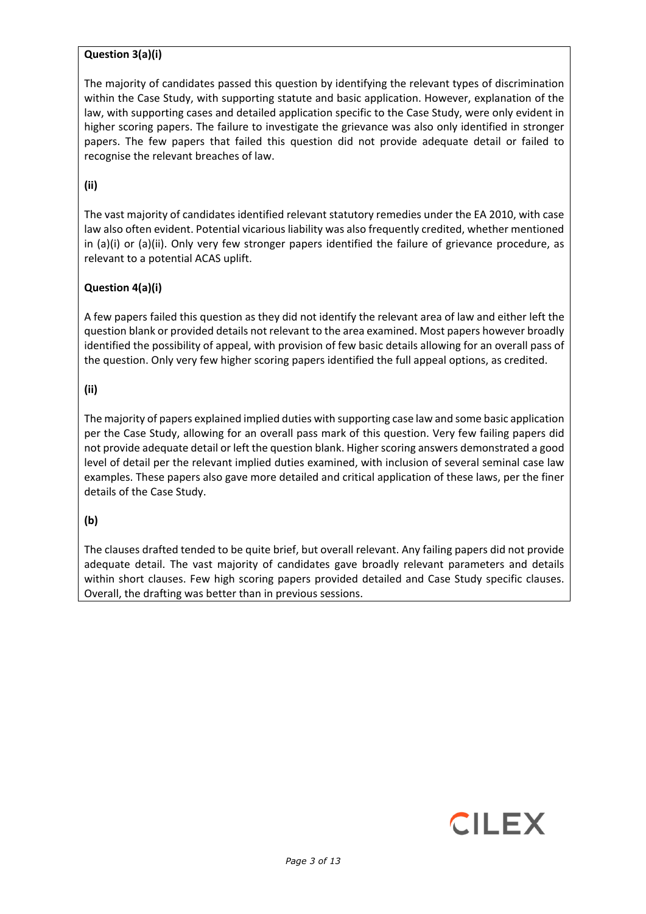**Question 3(a)(i)**

The majority of candidates passed this question by identifying the relevant types of discrimination within the Case Study, with supporting statute and basic application. However, explanation of the law, with supporting cases and detailed application specific to the Case Study, were only evident in higher scoring papers. The failure to investigate the grievance was also only identified in stronger papers. The few papers that failed this question did not provide adequate detail or failed to recognise the relevant breaches of law.

**(ii)**

The vast majority of candidates identified relevant statutory remedies under the EA 2010, with case law also often evident. Potential vicarious liability was also frequently credited, whether mentioned in (a)(i) or (a)(ii). Only very few stronger papers identified the failure of grievance procedure, as relevant to a potential ACAS uplift.

**Question 4(a)(i)**

A few papers failed this question as they did not identify the relevant area of law and either left the question blank or provided details not relevant to the area examined. Most papers however broadly identified the possibility of appeal, with provision of few basic details allowing for an overall pass of the question. Only very few higher scoring papers identified the full appeal options, as credited.

**(ii)**

The majority of papers explained implied duties with supporting case law and some basic application per the Case Study, allowing for an overall pass mark of this question. Very few failing papers did not provide adequate detail or left the question blank. Higher scoring answers demonstrated a good level of detail per the relevant implied duties examined, with inclusion of several seminal case law examples. These papers also gave more detailed and critical application of these laws, per the finer details of the Case Study.

**(b)**

The clauses drafted tended to be quite brief, but overall relevant. Any failing papers did not provide adequate detail. The vast majority of candidates gave broadly relevant parameters and details within short clauses. Few high scoring papers provided detailed and Case Study specific clauses. Overall, the drafting was better than in previous sessions.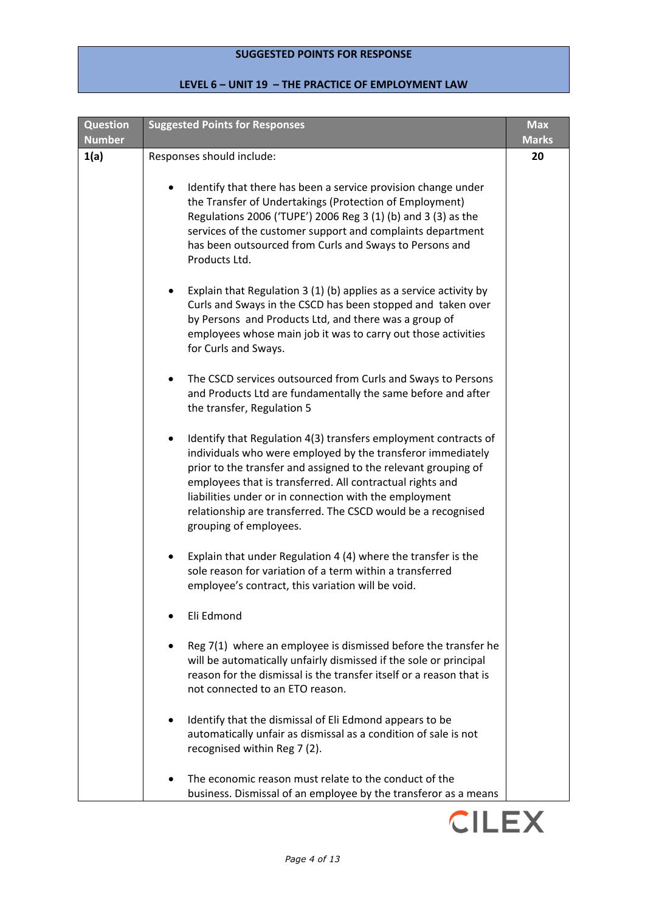**SUGGESTED POINTS FOR RESPONSE**

**LEVEL 6 – UNIT 19 – THE PRACTICE OF EMPLOYMENT LAW**

| Question Number | Suggested Points for Responses | Max Marks |
|---|---|---|
| **1(a)** | Responses should include:<br><br>• Identify that there has been a service provision change under the Transfer of Undertakings (Protection of Employment) Regulations 2006 ('TUPE') 2006 Reg 3 (1) (b) and 3 (3) as the services of the customer support and complaints department has been outsourced from Curls and Sways to Persons and Products Ltd.<br><br>• Explain that Regulation 3 (1) (b) applies as a service activity by Curls and Sways in the CSCD has been stopped and taken over by Persons and Products Ltd, and there was a group of employees whose main job it was to carry out those activities for Curls and Sways.<br><br>• The CSCD services outsourced from Curls and Sways to Persons and Products Ltd are fundamentally the same before and after the transfer, Regulation 5<br><br>• Identify that Regulation 4(3) transfers employment contracts of individuals who were employed by the transferor immediately prior to the transfer and assigned to the relevant grouping of employees that is transferred. All contractual rights and liabilities under or in connection with the employment relationship are transferred. The CSCD would be a recognised grouping of employees.<br><br>• Explain that under Regulation 4 (4) where the transfer is the sole reason for variation of a term within a transferred employee's contract, this variation will be void.<br><br>• Eli Edmond<br><br>• Reg 7(1) where an employee is dismissed before the transfer he will be automatically unfairly dismissed if the sole or principal reason for the dismissal is the transfer itself or a reason that is not connected to an ETO reason.<br><br>• Identify that the dismissal of Eli Edmond appears to be automatically unfair as dismissal as a condition of sale is not recognised within Reg 7 (2).<br><br>• The economic reason must relate to the conduct of the business. Dismissal of an employee by the transferor as a means | **20** |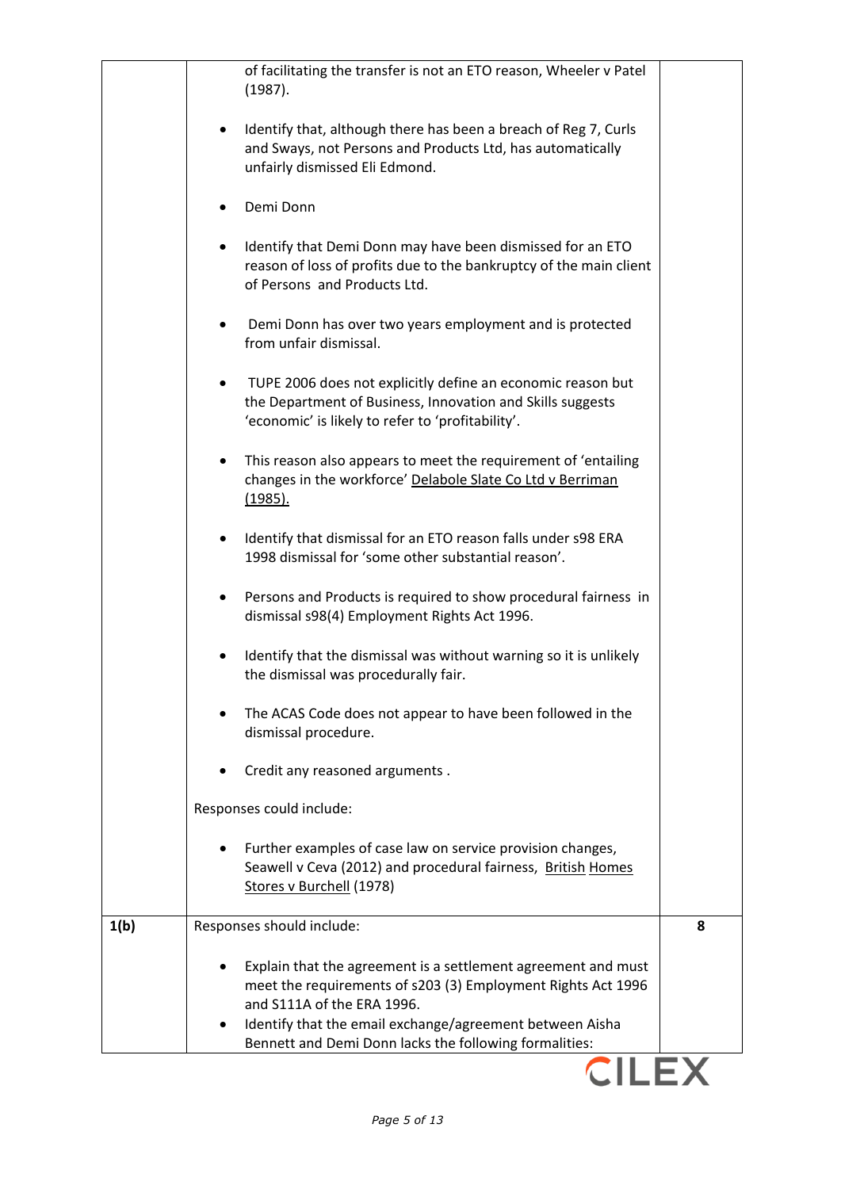| | | |
|---|---|---|
| | of facilitating the transfer is not an ETO reason, Wheeler v Patel (1987).<br><br>• Identify that, although there has been a breach of Reg 7, Curls and Sways, not Persons and Products Ltd, has automatically unfairly dismissed Eli Edmond.<br><br>• Demi Donn<br><br>• Identify that Demi Donn may have been dismissed for an ETO reason of loss of profits due to the bankruptcy of the main client of Persons and Products Ltd.<br><br>• Demi Donn has over two years employment and is protected from unfair dismissal.<br><br>• TUPE 2006 does not explicitly define an economic reason but the Department of Business, Innovation and Skills suggests 'economic' is likely to refer to 'profitability'.<br><br>• This reason also appears to meet the requirement of 'entailing changes in the workforce' Delabole Slate Co Ltd v Berriman (1985).<br><br>• Identify that dismissal for an ETO reason falls under s98 ERA 1998 dismissal for 'some other substantial reason'.<br><br>• Persons and Products is required to show procedural fairness in dismissal s98(4) Employment Rights Act 1996.<br><br>• Identify that the dismissal was without warning so it is unlikely the dismissal was procedurally fair.<br><br>• The ACAS Code does not appear to have been followed in the dismissal procedure.<br><br>• Credit any reasoned arguments .<br><br>Responses could include:<br><br>• Further examples of case law on service provision changes, Seawell v Ceva (2012) and procedural fairness, British Homes Stores v Burchell (1978) | |
| **1(b)** | Responses should include:<br><br>• Explain that the agreement is a settlement agreement and must meet the requirements of s203 (3) Employment Rights Act 1996 and S111A of the ERA 1996.<br>• Identify that the email exchange/agreement between Aisha Bennett and Demi Donn lacks the following formalities: | **8** |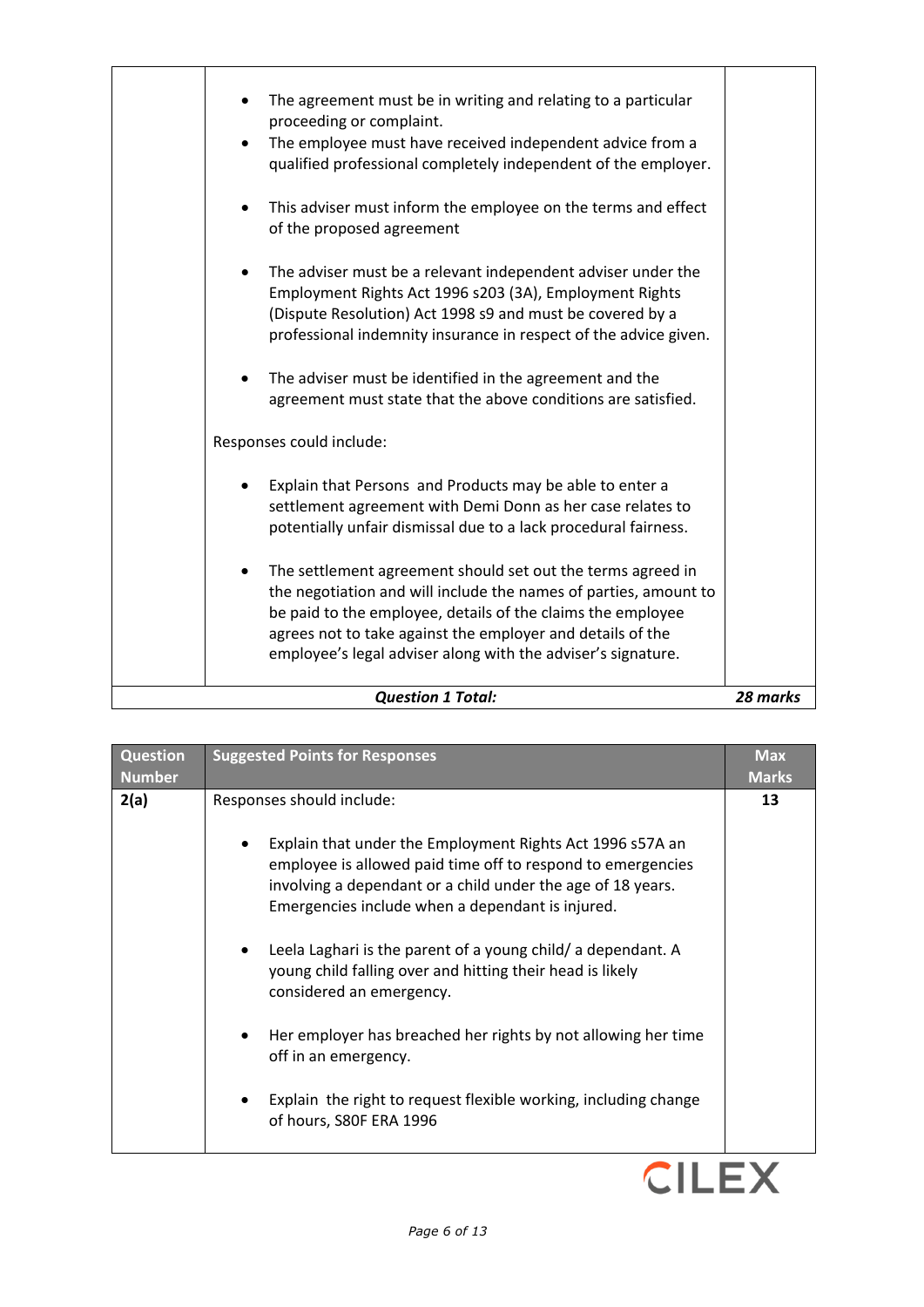| | | |
|---|---|---|
| | • The agreement must be in writing and relating to a particular proceeding or complaint.<br>• The employee must have received independent advice from a qualified professional completely independent of the employer.<br><br>• This adviser must inform the employee on the terms and effect of the proposed agreement<br><br>• The adviser must be a relevant independent adviser under the Employment Rights Act 1996 s203 (3A), Employment Rights (Dispute Resolution) Act 1998 s9 and must be covered by a professional indemnity insurance in respect of the advice given.<br><br>• The adviser must be identified in the agreement and the agreement must state that the above conditions are satisfied.<br><br>Responses could include:<br><br>• Explain that Persons and Products may be able to enter a settlement agreement with Demi Donn as her case relates to potentially unfair dismissal due to a lack procedural fairness.<br><br>• The settlement agreement should set out the terms agreed in the negotiation and will include the names of parties, amount to be paid to the employee, details of the claims the employee agrees not to take against the employer and details of the employee's legal adviser along with the adviser's signature. | |
| | ***Question 1 Total:*** | ***28 marks*** |

| Question Number | Suggested Points for Responses | Max Marks |
|---|---|---|
| **2(a)** | Responses should include:<br><br>• Explain that under the Employment Rights Act 1996 s57A an employee is allowed paid time off to respond to emergencies involving a dependant or a child under the age of 18 years. Emergencies include when a dependant is injured.<br><br>• Leela Laghari is the parent of a young child/ a dependant. A young child falling over and hitting their head is likely considered an emergency.<br><br>• Her employer has breached her rights by not allowing her time off in an emergency.<br><br>• Explain the right to request flexible working, including change of hours, S80F ERA 1996 | **13** |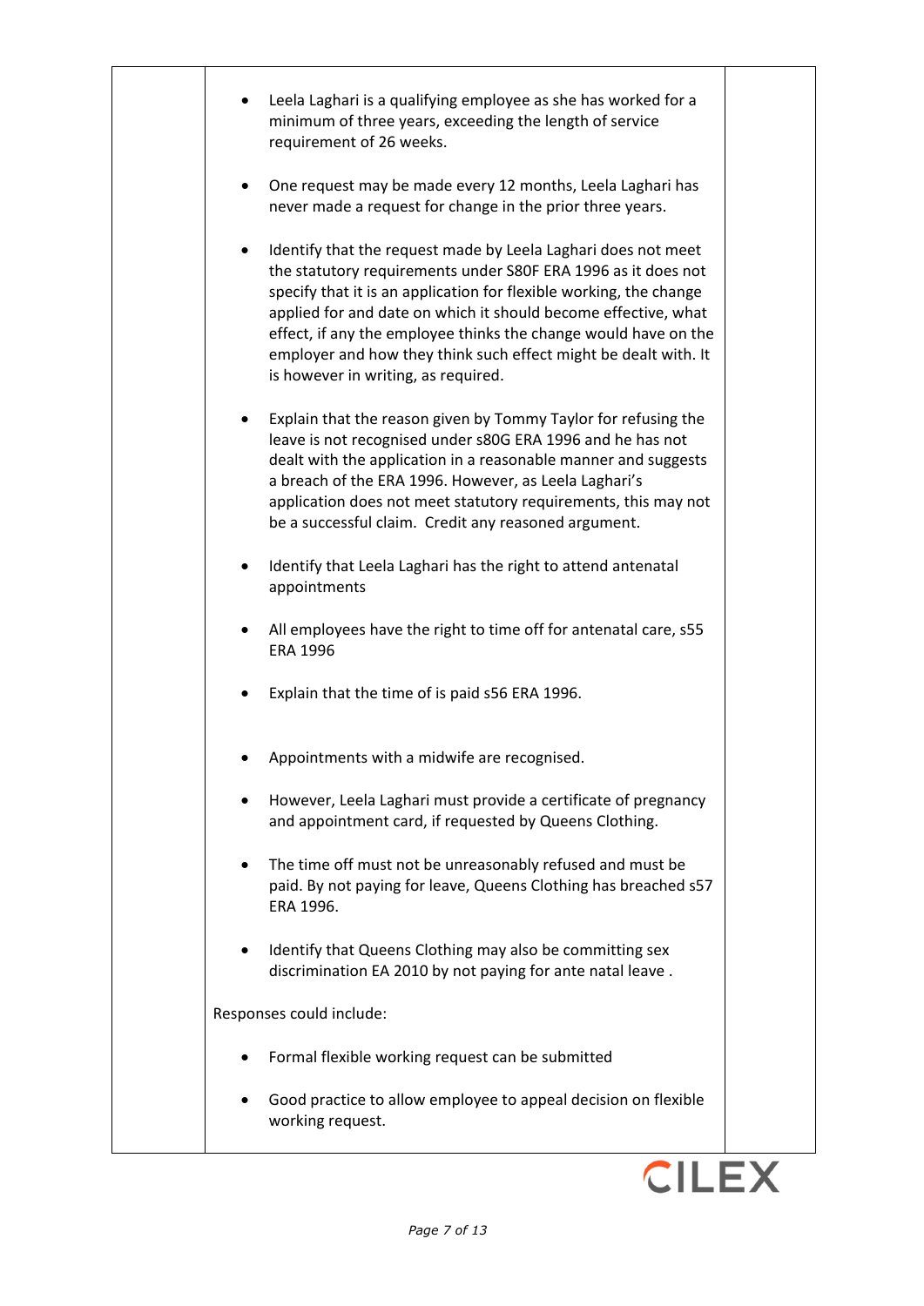| | | |
|---|---|---|
| | • Leela Laghari is a qualifying employee as she has worked for a minimum of three years, exceeding the length of service requirement of 26 weeks.<br><br>• One request may be made every 12 months, Leela Laghari has never made a request for change in the prior three years.<br><br>• Identify that the request made by Leela Laghari does not meet the statutory requirements under S80F ERA 1996 as it does not specify that it is an application for flexible working, the change applied for and date on which it should become effective, what effect, if any the employee thinks the change would have on the employer and how they think such effect might be dealt with. It is however in writing, as required.<br><br>• Explain that the reason given by Tommy Taylor for refusing the leave is not recognised under s80G ERA 1996 and he has not dealt with the application in a reasonable manner and suggests a breach of the ERA 1996. However, as Leela Laghari's application does not meet statutory requirements, this may not be a successful claim. Credit any reasoned argument.<br><br>• Identify that Leela Laghari has the right to attend antenatal appointments<br><br>• All employees have the right to time off for antenatal care, s55 ERA 1996<br><br>• Explain that the time of is paid s56 ERA 1996.<br><br>• Appointments with a midwife are recognised.<br><br>• However, Leela Laghari must provide a certificate of pregnancy and appointment card, if requested by Queens Clothing.<br><br>• The time off must not be unreasonably refused and must be paid. By not paying for leave, Queens Clothing has breached s57 ERA 1996.<br><br>• Identify that Queens Clothing may also be committing sex discrimination EA 2010 by not paying for ante natal leave .<br><br>Responses could include:<br><br>• Formal flexible working request can be submitted<br><br>• Good practice to allow employee to appeal decision on flexible working request. | |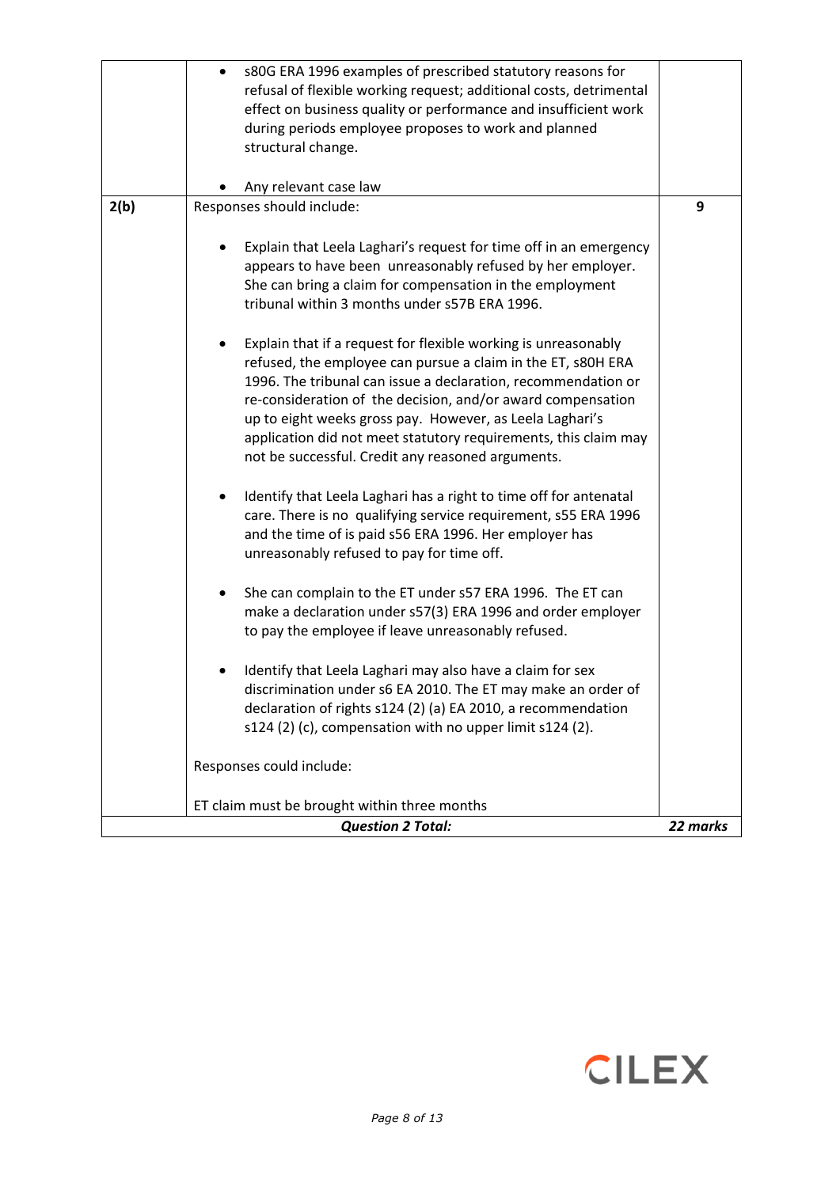| | | |
|---|---|---|
| | • s80G ERA 1996 examples of prescribed statutory reasons for refusal of flexible working request; additional costs, detrimental effect on business quality or performance and insufficient work during periods employee proposes to work and planned structural change.<br><br>• Any relevant case law | |
| **2(b)** | Responses should include:<br><br>• Explain that Leela Laghari's request for time off in an emergency appears to have been unreasonably refused by her employer. She can bring a claim for compensation in the employment tribunal within 3 months under s57B ERA 1996.<br><br>• Explain that if a request for flexible working is unreasonably refused, the employee can pursue a claim in the ET, s80H ERA 1996. The tribunal can issue a declaration, recommendation or re-consideration of the decision, and/or award compensation up to eight weeks gross pay. However, as Leela Laghari's application did not meet statutory requirements, this claim may not be successful. Credit any reasoned arguments.<br><br>• Identify that Leela Laghari has a right to time off for antenatal care. There is no qualifying service requirement, s55 ERA 1996 and the time of is paid s56 ERA 1996. Her employer has unreasonably refused to pay for time off.<br><br>• She can complain to the ET under s57 ERA 1996. The ET can make a declaration under s57(3) ERA 1996 and order employer to pay the employee if leave unreasonably refused.<br><br>• Identify that Leela Laghari may also have a claim for sex discrimination under s6 EA 2010. The ET may make an order of declaration of rights s124 (2) (a) EA 2010, a recommendation s124 (2) (c), compensation with no upper limit s124 (2).<br><br>Responses could include:<br><br>ET claim must be brought within three months | **9** |
| | ***Question 2 Total:*** | ***22 marks*** |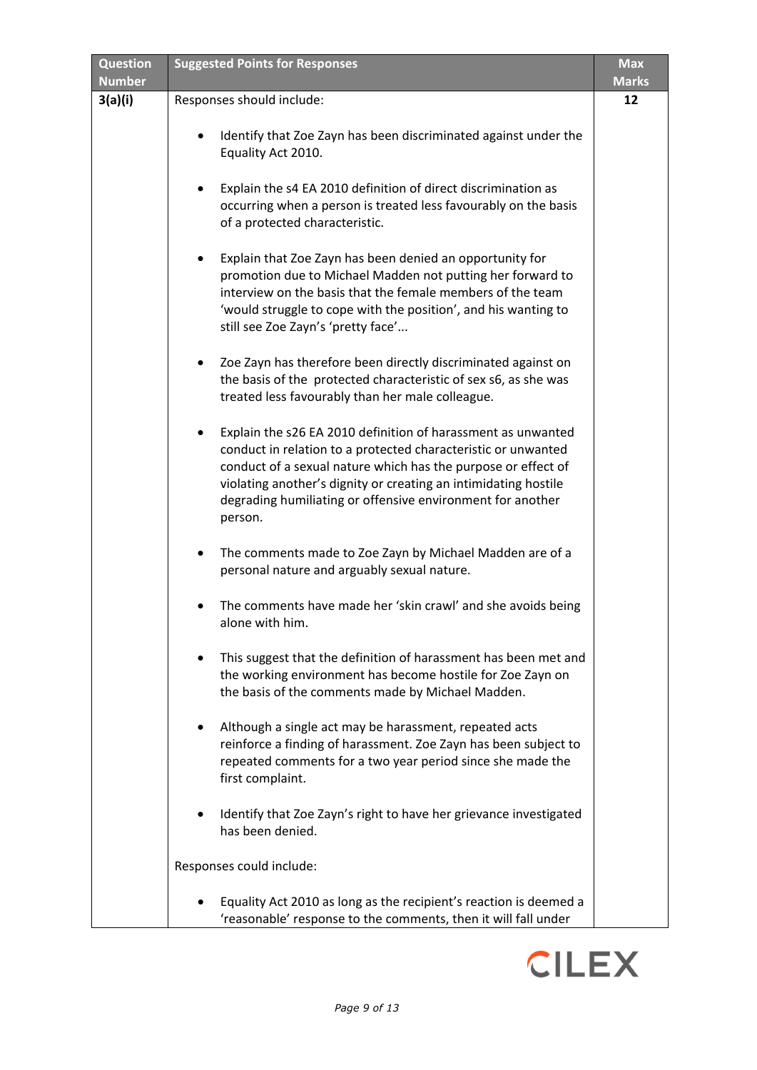| Question Number | Suggested Points for Responses | Max Marks |
|---|---|---|
| 3(a)(i) | Responses should include:<br><br>• Identify that Zoe Zayn has been discriminated against under the Equality Act 2010.<br><br>• Explain the s4 EA 2010 definition of direct discrimination as occurring when a person is treated less favourably on the basis of a protected characteristic.<br><br>• Explain that Zoe Zayn has been denied an opportunity for promotion due to Michael Madden not putting her forward to interview on the basis that the female members of the team 'would struggle to cope with the position', and his wanting to still see Zoe Zayn's 'pretty face'...<br><br>• Zoe Zayn has therefore been directly discriminated against on the basis of the protected characteristic of sex s6, as she was treated less favourably than her male colleague.<br><br>• Explain the s26 EA 2010 definition of harassment as unwanted conduct in relation to a protected characteristic or unwanted conduct of a sexual nature which has the purpose or effect of violating another's dignity or creating an intimidating hostile degrading humiliating or offensive environment for another person.<br><br>• The comments made to Zoe Zayn by Michael Madden are of a personal nature and arguably sexual nature.<br><br>• The comments have made her 'skin crawl' and she avoids being alone with him.<br><br>• This suggest that the definition of harassment has been met and the working environment has become hostile for Zoe Zayn on the basis of the comments made by Michael Madden.<br><br>• Although a single act may be harassment, repeated acts reinforce a finding of harassment. Zoe Zayn has been subject to repeated comments for a two year period since she made the first complaint.<br><br>• Identify that Zoe Zayn's right to have her grievance investigated has been denied.<br><br>Responses could include:<br><br>• Equality Act 2010 as long as the recipient's reaction is deemed a 'reasonable' response to the comments, then it will fall under | 12 |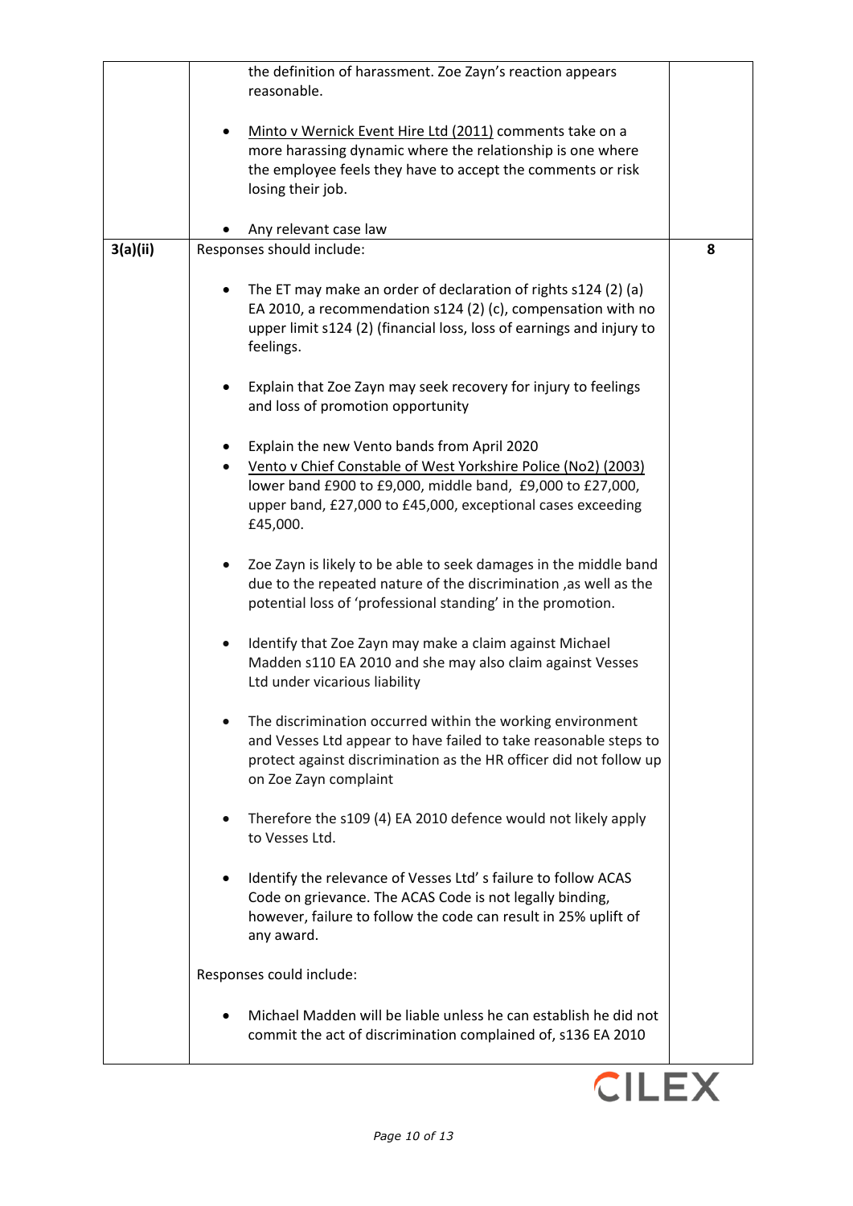| | | |
|---|---|---|
| | the definition of harassment. Zoe Zayn's reaction appears reasonable.<br><br>• Minto v Wernick Event Hire Ltd (2011) comments take on a more harassing dynamic where the relationship is one where the employee feels they have to accept the comments or risk losing their job.<br><br>• Any relevant case law | |
| **3(a)(ii)** | Responses should include:<br><br>• The ET may make an order of declaration of rights s124 (2) (a) EA 2010, a recommendation s124 (2) (c), compensation with no upper limit s124 (2) (financial loss, loss of earnings and injury to feelings.<br><br>• Explain that Zoe Zayn may seek recovery for injury to feelings and loss of promotion opportunity<br><br>• Explain the new Vento bands from April 2020<br>• Vento v Chief Constable of West Yorkshire Police (No2) (2003) lower band £900 to £9,000, middle band, £9,000 to £27,000, upper band, £27,000 to £45,000, exceptional cases exceeding £45,000.<br><br>• Zoe Zayn is likely to be able to seek damages in the middle band due to the repeated nature of the discrimination ,as well as the potential loss of 'professional standing' in the promotion.<br><br>• Identify that Zoe Zayn may make a claim against Michael Madden s110 EA 2010 and she may also claim against Vesses Ltd under vicarious liability<br><br>• The discrimination occurred within the working environment and Vesses Ltd appear to have failed to take reasonable steps to protect against discrimination as the HR officer did not follow up on Zoe Zayn complaint<br><br>• Therefore the s109 (4) EA 2010 defence would not likely apply to Vesses Ltd.<br><br>• Identify the relevance of Vesses Ltd' s failure to follow ACAS Code on grievance. The ACAS Code is not legally binding, however, failure to follow the code can result in 25% uplift of any award.<br><br>Responses could include:<br><br>• Michael Madden will be liable unless he can establish he did not commit the act of discrimination complained of, s136 EA 2010 | **8** |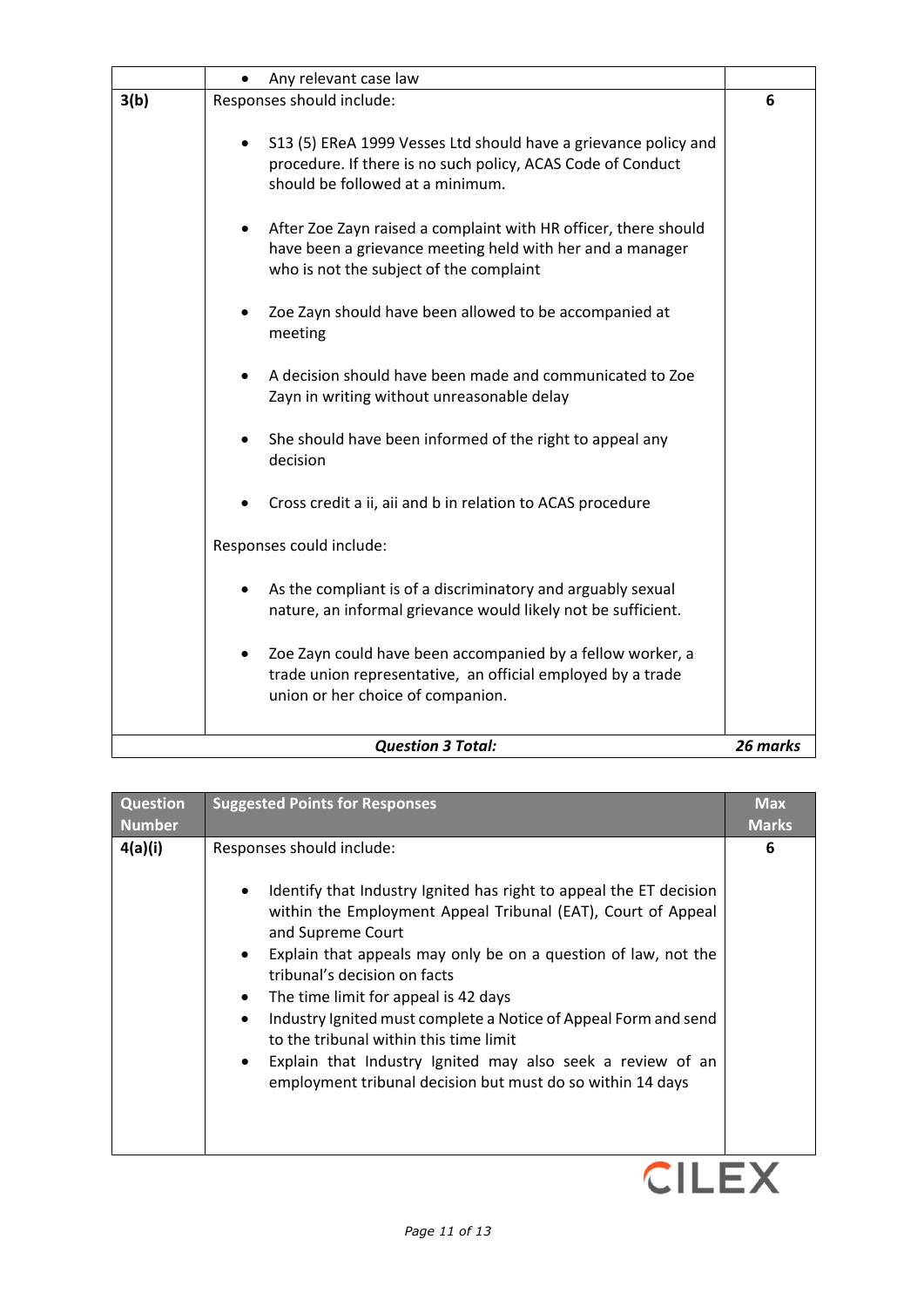| | | |
|---|---|---|
| | • Any relevant case law | |
| **3(b)** | Responses should include:<br><br>• S13 (5) EReA 1999 Vesses Ltd should have a grievance policy and procedure. If there is no such policy, ACAS Code of Conduct should be followed at a minimum.<br><br>• After Zoe Zayn raised a complaint with HR officer, there should have been a grievance meeting held with her and a manager who is not the subject of the complaint<br><br>• Zoe Zayn should have been allowed to be accompanied at meeting<br><br>• A decision should have been made and communicated to Zoe Zayn in writing without unreasonable delay<br><br>• She should have been informed of the right to appeal any decision<br><br>• Cross credit a ii, aii and b in relation to ACAS procedure<br><br>Responses could include:<br><br>• As the compliant is of a discriminatory and arguably sexual nature, an informal grievance would likely not be sufficient.<br><br>• Zoe Zayn could have been accompanied by a fellow worker, a trade union representative, an official employed by a trade union or her choice of companion. | **6** |
| | ***Question 3 Total:*** | ***26 marks*** |

| Question Number | Suggested Points for Responses | Max Marks |
|---|---|---|
| **4(a)(i)** | Responses should include:<br><br>• Identify that Industry Ignited has right to appeal the ET decision within the Employment Appeal Tribunal (EAT), Court of Appeal and Supreme Court<br>• Explain that appeals may only be on a question of law, not the tribunal's decision on facts<br>• The time limit for appeal is 42 days<br>• Industry Ignited must complete a Notice of Appeal Form and send to the tribunal within this time limit<br>• Explain that Industry Ignited may also seek a review of an employment tribunal decision but must do so within 14 days | **6** |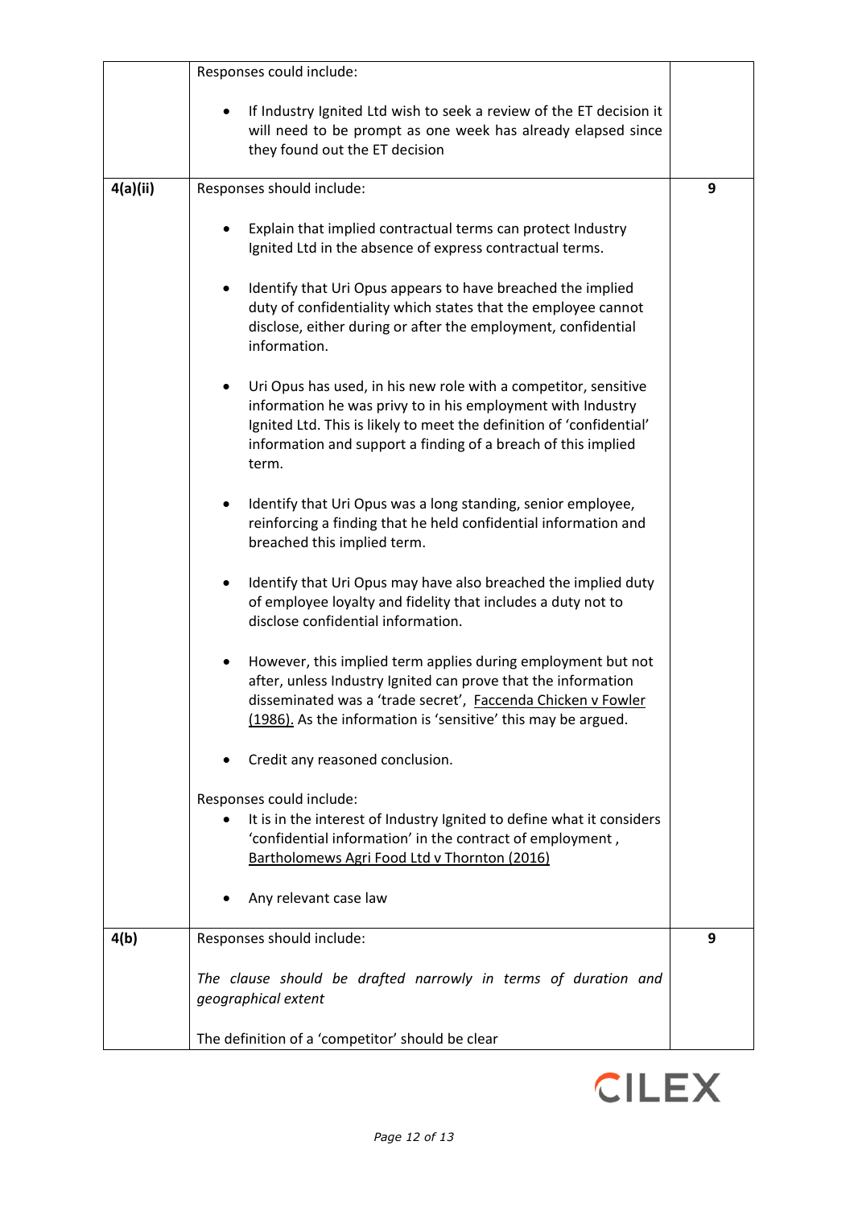| | | |
|---|---|---|
| | Responses could include:<br><br>• If Industry Ignited Ltd wish to seek a review of the ET decision it will need to be prompt as one week has already elapsed since they found out the ET decision | |
| **4(a)(ii)** | Responses should include:<br><br>• Explain that implied contractual terms can protect Industry Ignited Ltd in the absence of express contractual terms.<br><br>• Identify that Uri Opus appears to have breached the implied duty of confidentiality which states that the employee cannot disclose, either during or after the employment, confidential information.<br><br>• Uri Opus has used, in his new role with a competitor, sensitive information he was privy to in his employment with Industry Ignited Ltd. This is likely to meet the definition of 'confidential' information and support a finding of a breach of this implied term.<br><br>• Identify that Uri Opus was a long standing, senior employee, reinforcing a finding that he held confidential information and breached this implied term.<br><br>• Identify that Uri Opus may have also breached the implied duty of employee loyalty and fidelity that includes a duty not to disclose confidential information.<br><br>• However, this implied term applies during employment but not after, unless Industry Ignited can prove that the information disseminated was a 'trade secret', <u>Faccenda Chicken v Fowler (1986).</u> As the information is 'sensitive' this may be argued.<br><br>• Credit any reasoned conclusion.<br><br>Responses could include:<br>• It is in the interest of Industry Ignited to define what it considers 'confidential information' in the contract of employment , <u>Bartholomews Agri Food Ltd v Thornton (2016)</u><br><br>• Any relevant case law | **9** |
| **4(b)** | Responses should include:<br><br>*The clause should be drafted narrowly in terms of duration and geographical extent*<br><br>The definition of a 'competitor' should be clear | **9** |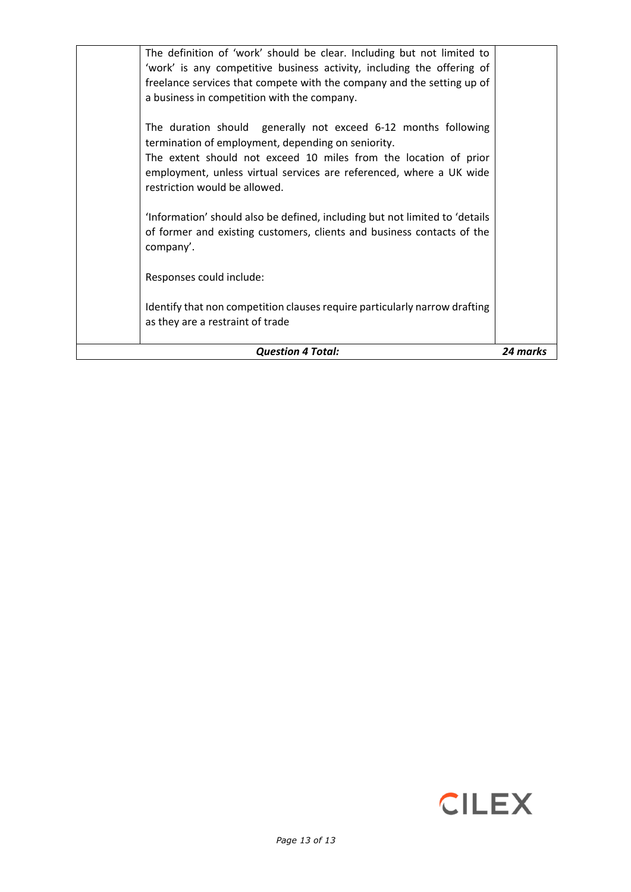| | | |
|---|---|---|
| | The definition of 'work' should be clear. Including but not limited to 'work' is any competitive business activity, including the offering of freelance services that compete with the company and the setting up of a business in competition with the company.<br><br>The duration should generally not exceed 6-12 months following termination of employment, depending on seniority.<br>The extent should not exceed 10 miles from the location of prior employment, unless virtual services are referenced, where a UK wide restriction would be allowed.<br><br>'Information' should also be defined, including but not limited to 'details of former and existing customers, clients and business contacts of the company'.<br><br>Responses could include:<br><br>Identify that non competition clauses require particularly narrow drafting as they are a restraint of trade | |
| | ***Question 4 Total:*** | ***24 marks*** |